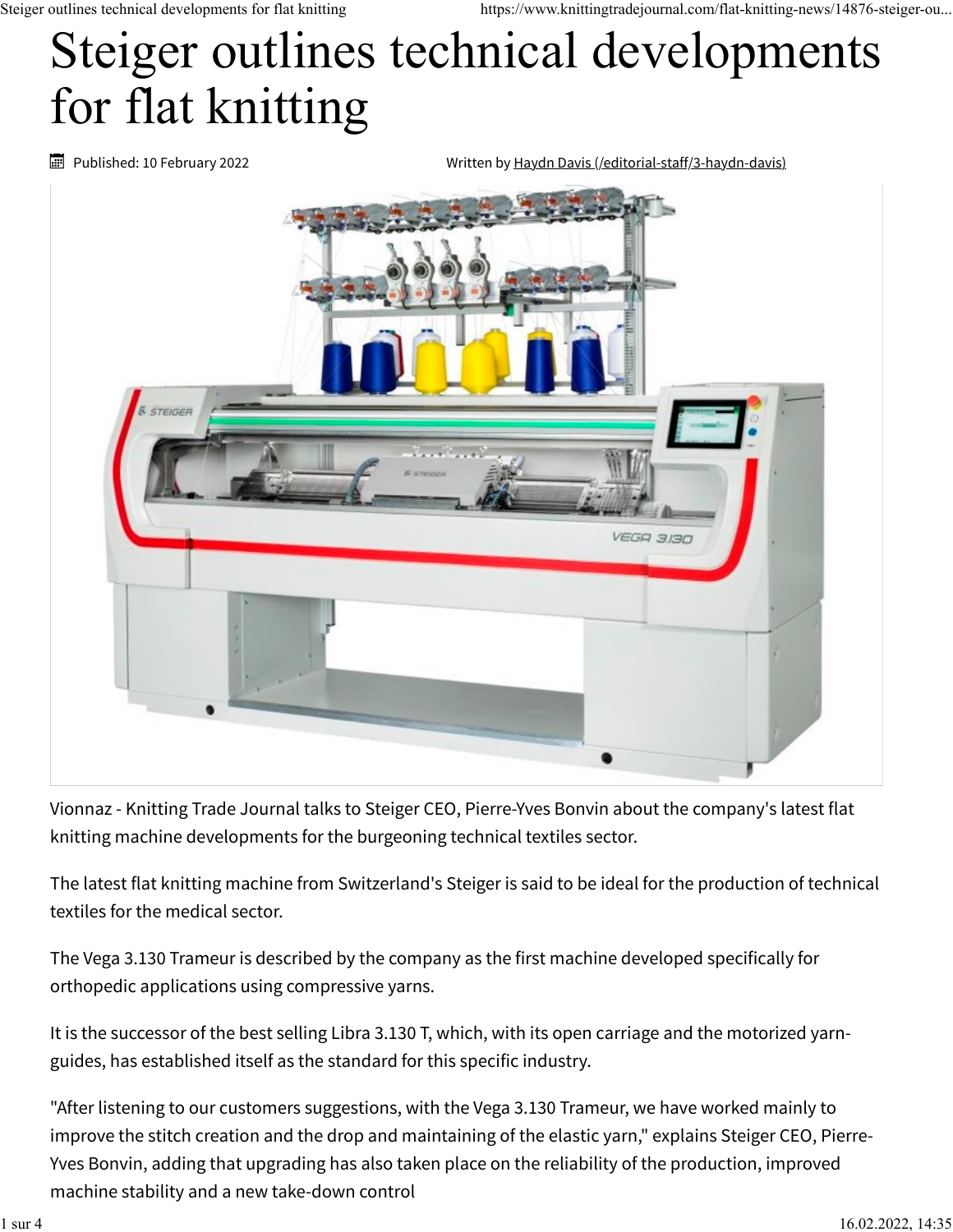# Steiger outlines technical developments for flat knitting

Published: 10 February 2022 Written by Haydn Davis (/editorial-staff/3-haydn-davis)

Vionnaz - Knitting Trade Journal talks to Steiger CEO, Pierre-Yves Bonvin about the company's latest flat knitting machine developments for the burgeoning technical textiles sector.

The latest flat knitting machine from Switzerland's Steiger is said to be ideal for the production of technical textiles for the medical sector.

The Vega 3.130 Trameur is described by the company as the first machine developed specifically for orthopedic applications using compressive yarns.

It is the successor of the best selling Libra 3.130 T, which, with its open carriage and the motorized yarn-guides, has established itself as the standard for this specific industry.

"After listening to our customers suggestions, with the Vega 3.130 Trameur, we have worked mainly to improve the stitch creation and the drop and maintaining of the elastic yarn," explains Steiger CEO, Pierre-Yves Bonvin, adding that upgrading has also taken place on the reliability of the production, improved machine stability and a new take-down control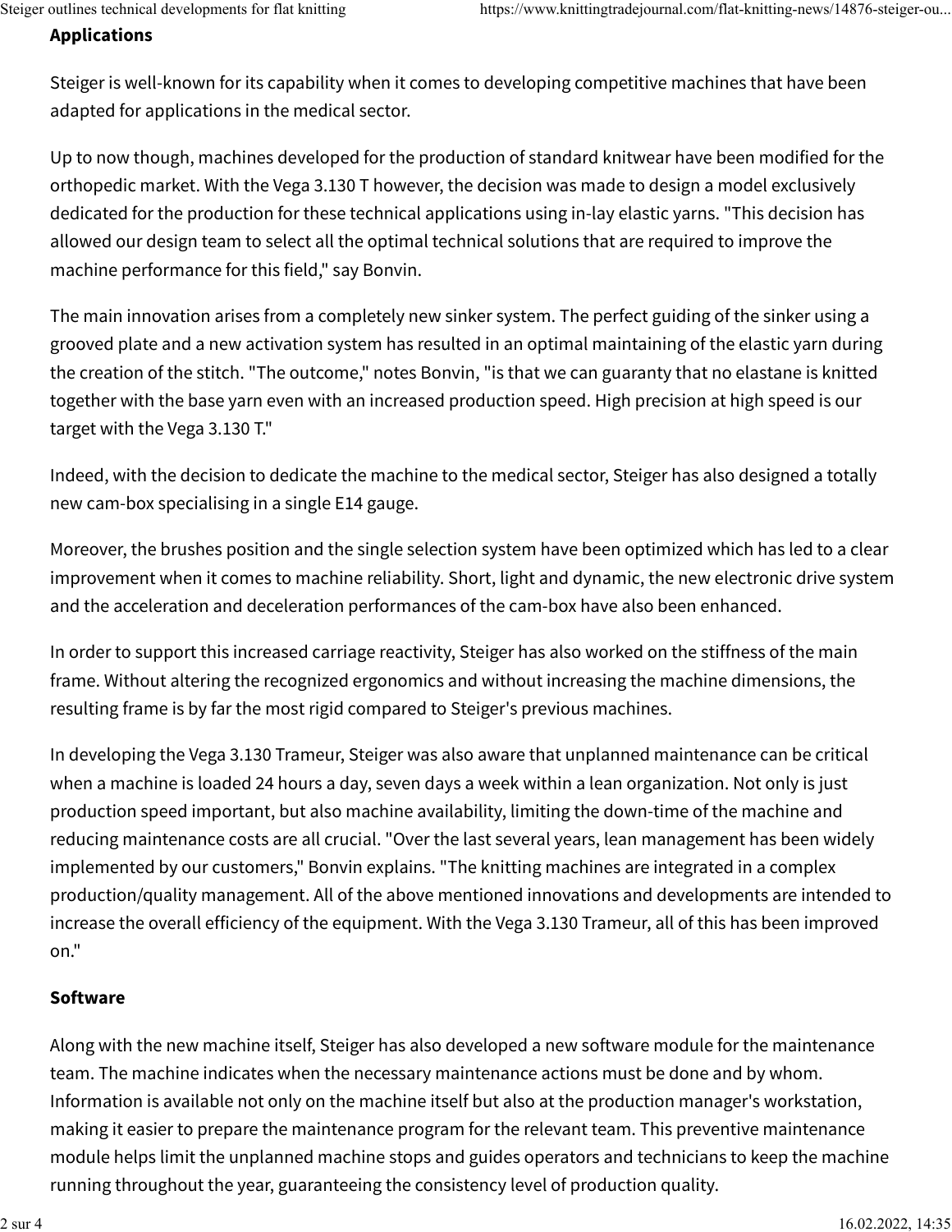## Applications

Steiger is well-known for its capability when it comes to developing competitive machines that have been adapted for applications in the medical sector.

Up to now though, machines developed for the production of standard knitwear have been modified for the orthopedic market. With the Vega 3.130 T however, the decision was made to design a model exclusively dedicated for the production for these technical applications using in-lay elastic yarns. "This decision has allowed our design team to select all the optimal technical solutions that are required to improve the machine performance for this field," say Bonvin.

The main innovation arises from a completely new sinker system. The perfect guiding of the sinker using a grooved plate and a new activation system has resulted in an optimal maintaining of the elastic yarn during the creation of the stitch. "The outcome," notes Bonvin, "is that we can guaranty that no elastane is knitted together with the base yarn even with an increased production speed. High precision at high speed is our target with the Vega 3.130 T."

Indeed, with the decision to dedicate the machine to the medical sector, Steiger has also designed a totally new cam-box specialising in a single E14 gauge.

Moreover, the brushes position and the single selection system have been optimized which has led to a clear improvement when it comes to machine reliability. Short, light and dynamic, the new electronic drive system and the acceleration and deceleration performances of the cam-box have also been enhanced.

In order to support this increased carriage reactivity, Steiger has also worked on the stiffness of the main frame. Without altering the recognized ergonomics and without increasing the machine dimensions, the resulting frame is by far the most rigid compared to Steiger's previous machines.

In developing the Vega 3.130 Trameur, Steiger was also aware that unplanned maintenance can be critical when a machine is loaded 24 hours a day, seven days a week within a lean organization. Not only is just production speed important, but also machine availability, limiting the down-time of the machine and reducing maintenance costs are all crucial. "Over the last several years, lean management has been widely implemented by our customers," Bonvin explains. "The knitting machines are integrated in a complex production/quality management. All of the above mentioned innovations and developments are intended to increase the overall efficiency of the equipment. With the Vega 3.130 Trameur, all of this has been improved on."

## Software

Along with the new machine itself, Steiger has also developed a new software module for the maintenance team. The machine indicates when the necessary maintenance actions must be done and by whom. Information is available not only on the machine itself but also at the production manager's workstation, making it easier to prepare the maintenance program for the relevant team. This preventive maintenance module helps limit the unplanned machine stops and guides operators and technicians to keep the machine running throughout the year, guaranteeing the consistency level of production quality.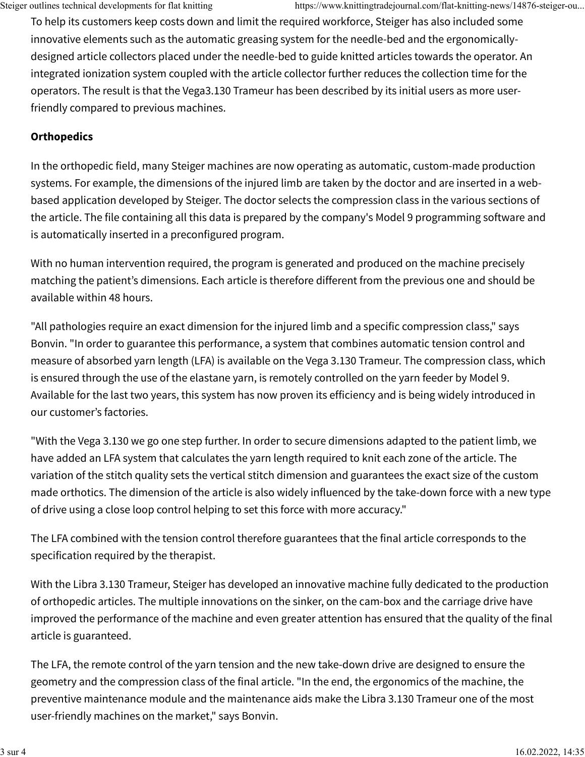To help its customers keep costs down and limit the required workforce, Steiger has also included some innovative elements such as the automatic greasing system for the needle-bed and the ergonomically-designed article collectors placed under the needle-bed to guide knitted articles towards the operator. An integrated ionization system coupled with the article collector further reduces the collection time for the operators. The result is that the Vega3.130 Trameur has been described by its initial users as more user-friendly compared to previous machines.

**Orthopedics**

In the orthopedic field, many Steiger machines are now operating as automatic, custom-made production systems. For example, the dimensions of the injured limb are taken by the doctor and are inserted in a web-based application developed by Steiger. The doctor selects the compression class in the various sections of the article. The file containing all this data is prepared by the company's Model 9 programming software and is automatically inserted in a preconfigured program.

With no human intervention required, the program is generated and produced on the machine precisely matching the patient's dimensions. Each article is therefore different from the previous one and should be available within 48 hours.

"All pathologies require an exact dimension for the injured limb and a specific compression class," says Bonvin. "In order to guarantee this performance, a system that combines automatic tension control and measure of absorbed yarn length (LFA) is available on the Vega 3.130 Trameur. The compression class, which is ensured through the use of the elastane yarn, is remotely controlled on the yarn feeder by Model 9. Available for the last two years, this system has now proven its efficiency and is being widely introduced in our customer's factories.

"With the Vega 3.130 we go one step further. In order to secure dimensions adapted to the patient limb, we have added an LFA system that calculates the yarn length required to knit each zone of the article. The variation of the stitch quality sets the vertical stitch dimension and guarantees the exact size of the custom made orthotics. The dimension of the article is also widely influenced by the take-down force with a new type of drive using a close loop control helping to set this force with more accuracy."

The LFA combined with the tension control therefore guarantees that the final article corresponds to the specification required by the therapist.

With the Libra 3.130 Trameur, Steiger has developed an innovative machine fully dedicated to the production of orthopedic articles. The multiple innovations on the sinker, on the cam-box and the carriage drive have improved the performance of the machine and even greater attention has ensured that the quality of the final article is guaranteed.

The LFA, the remote control of the yarn tension and the new take-down drive are designed to ensure the geometry and the compression class of the final article. "In the end, the ergonomics of the machine, the preventive maintenance module and the maintenance aids make the Libra 3.130 Trameur one of the most user-friendly machines on the market," says Bonvin.